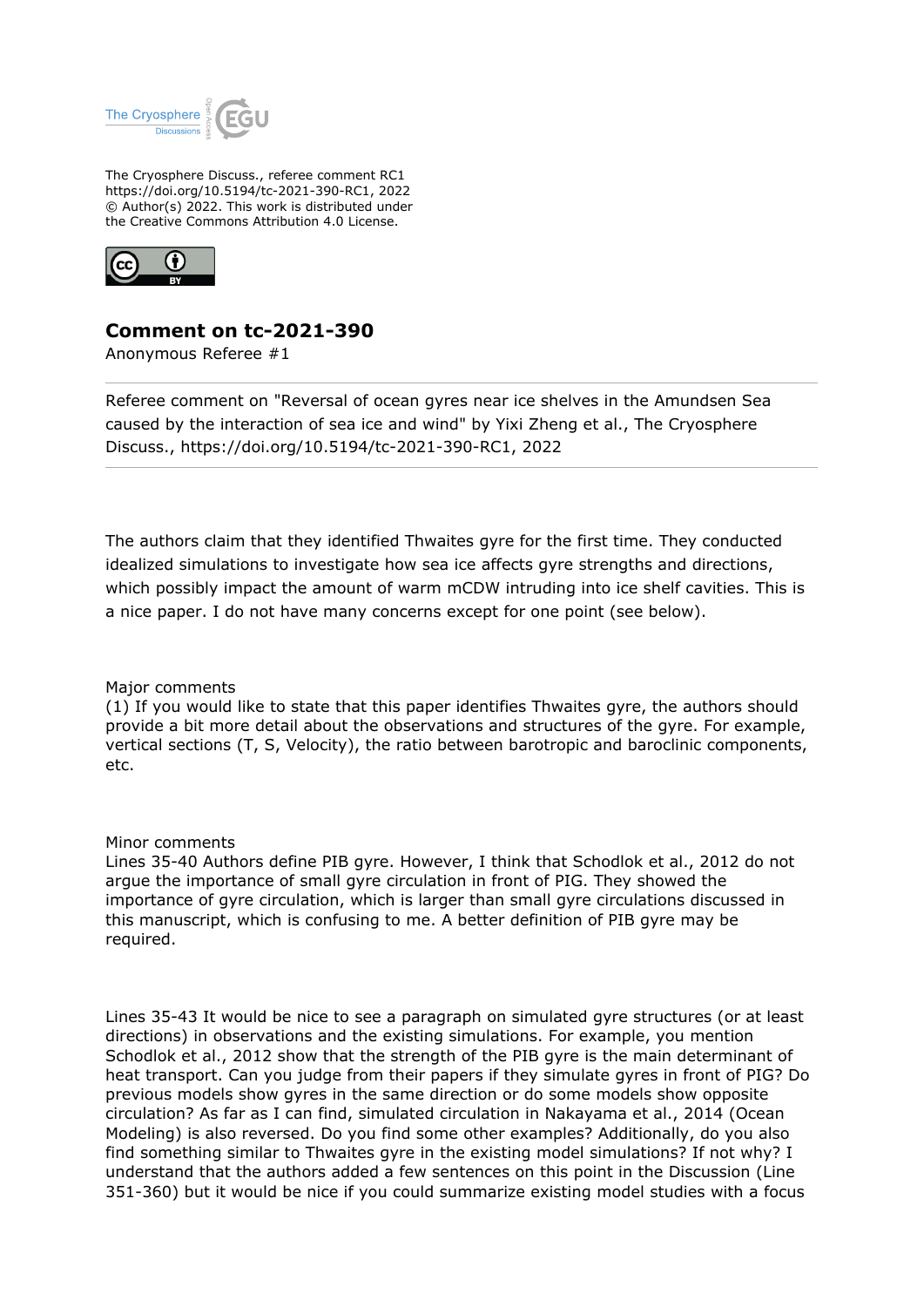The Cryosphere Discuss., referee comment RC1
https://doi.org/10.5194/tc-2021-390-RC1, 2022
© Author(s) 2022. This work is distributed under
the Creative Commons Attribution 4.0 License.

# Comment on tc-2021-390

Anonymous Referee #1

---

Referee comment on "Reversal of ocean gyres near ice shelves in the Amundsen Sea caused by the interaction of sea ice and wind" by Yixi Zheng et al., The Cryosphere Discuss., https://doi.org/10.5194/tc-2021-390-RC1, 2022

---

The authors claim that they identified Thwaites gyre for the first time. They conducted idealized simulations to investigate how sea ice affects gyre strengths and directions, which possibly impact the amount of warm mCDW intruding into ice shelf cavities. This is a nice paper. I do not have many concerns except for one point (see below).

Major comments
(1) If you would like to state that this paper identifies Thwaites gyre, the authors should provide a bit more detail about the observations and structures of the gyre. For example, vertical sections (T, S, Velocity), the ratio between barotropic and baroclinic components, etc.

Minor comments
Lines 35-40 Authors define PIB gyre. However, I think that Schodlok et al., 2012 do not argue the importance of small gyre circulation in front of PIG. They showed the importance of gyre circulation, which is larger than small gyre circulations discussed in this manuscript, which is confusing to me. A better definition of PIB gyre may be required.

Lines 35-43 It would be nice to see a paragraph on simulated gyre structures (or at least directions) in observations and the existing simulations. For example, you mention Schodlok et al., 2012 show that the strength of the PIB gyre is the main determinant of heat transport. Can you judge from their papers if they simulate gyres in front of PIG? Do previous models show gyres in the same direction or do some models show opposite circulation? As far as I can find, simulated circulation in Nakayama et al., 2014 (Ocean Modeling) is also reversed. Do you find some other examples? Additionally, do you also find something similar to Thwaites gyre in the existing model simulations? If not why? I understand that the authors added a few sentences on this point in the Discussion (Line 351-360) but it would be nice if you could summarize existing model studies with a focus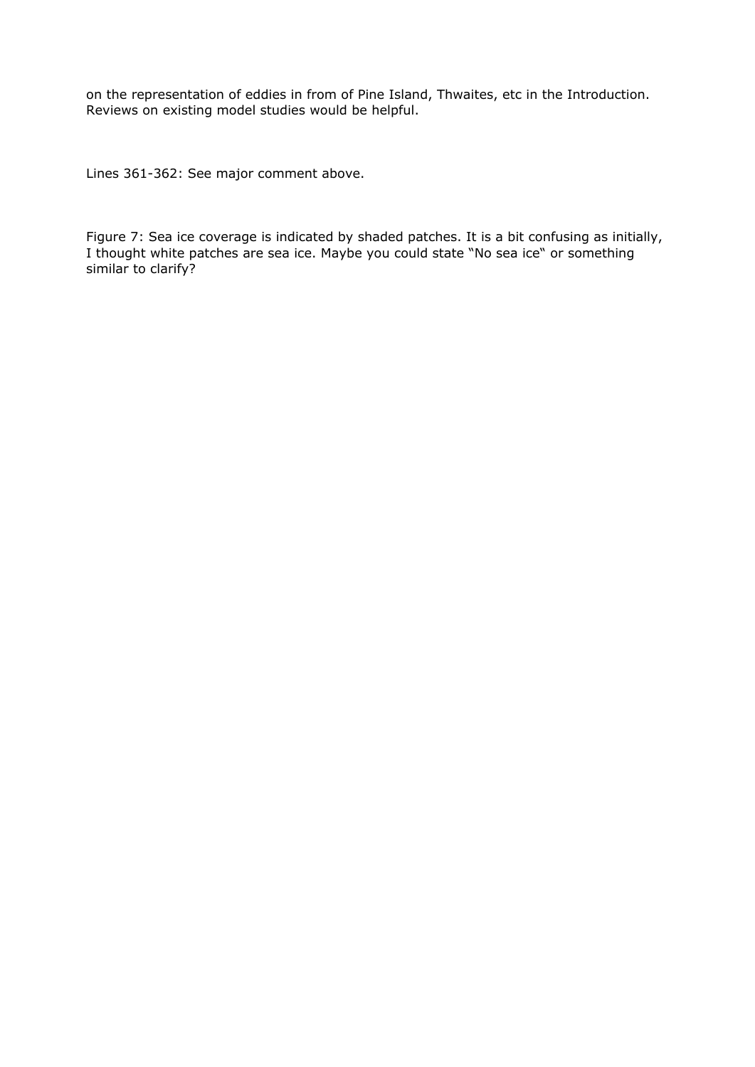on the representation of eddies in from of Pine Island, Thwaites, etc in the Introduction. Reviews on existing model studies would be helpful.

Lines 361-362: See major comment above.

Figure 7: Sea ice coverage is indicated by shaded patches. It is a bit confusing as initially, I thought white patches are sea ice. Maybe you could state "No sea ice" or something similar to clarify?